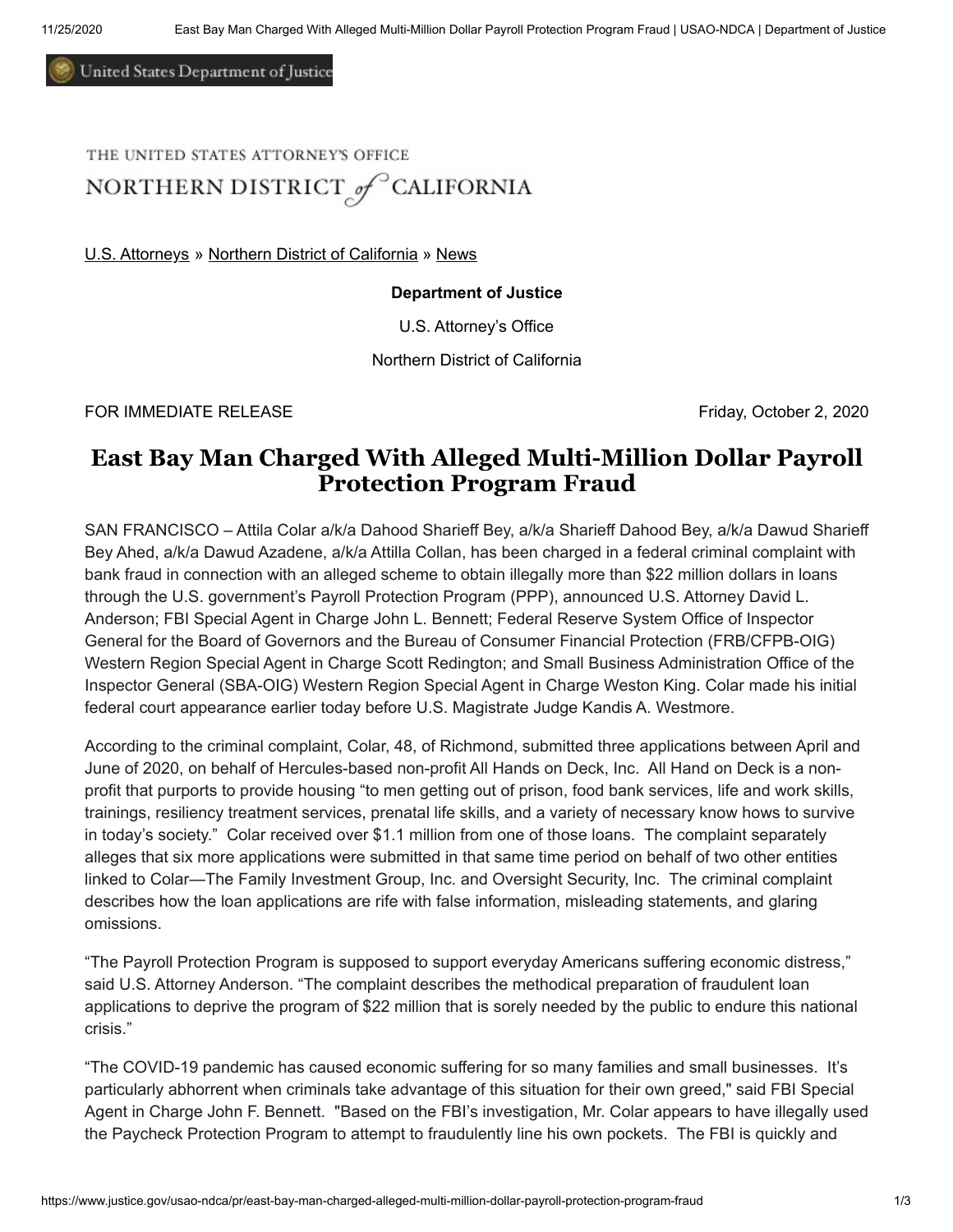United States Department of Justice

THE UNITED STATES ATTORNEY'S OFFICE

NORTHERN DISTRICT of CALIFORNIA

U.S. Attorneys » Northern District of California » News

**Department of Justice**

U.S. Attorney's Office

Northern District of California

FOR IMMEDIATE RELEASE Friday, October 2, 2020

# East Bay Man Charged With Alleged Multi-Million Dollar Payroll Protection Program Fraud

SAN FRANCISCO – Attila Colar a/k/a Dahood Sharieff Bey, a/k/a Sharieff Dahood Bey, a/k/a Dawud Sharieff Bey Ahed, a/k/a Dawud Azadene, a/k/a Attilla Collan, has been charged in a federal criminal complaint with bank fraud in connection with an alleged scheme to obtain illegally more than $22 million dollars in loans through the U.S. government's Payroll Protection Program (PPP), announced U.S. Attorney David L. Anderson; FBI Special Agent in Charge John L. Bennett; Federal Reserve System Office of Inspector General for the Board of Governors and the Bureau of Consumer Financial Protection (FRB/CFPB-OIG) Western Region Special Agent in Charge Scott Redington; and Small Business Administration Office of the Inspector General (SBA-OIG) Western Region Special Agent in Charge Weston King. Colar made his initial federal court appearance earlier today before U.S. Magistrate Judge Kandis A. Westmore.

According to the criminal complaint, Colar, 48, of Richmond, submitted three applications between April and June of 2020, on behalf of Hercules-based non-profit All Hands on Deck, Inc. All Hand on Deck is a non-profit that purports to provide housing "to men getting out of prison, food bank services, life and work skills, trainings, resiliency treatment services, prenatal life skills, and a variety of necessary know hows to survive in today's society." Colar received over $1.1 million from one of those loans. The complaint separately alleges that six more applications were submitted in that same time period on behalf of two other entities linked to Colar—The Family Investment Group, Inc. and Oversight Security, Inc. The criminal complaint describes how the loan applications are rife with false information, misleading statements, and glaring omissions.

"The Payroll Protection Program is supposed to support everyday Americans suffering economic distress," said U.S. Attorney Anderson. "The complaint describes the methodical preparation of fraudulent loan applications to deprive the program of $22 million that is sorely needed by the public to endure this national crisis."

"The COVID-19 pandemic has caused economic suffering for so many families and small businesses. It's particularly abhorrent when criminals take advantage of this situation for their own greed," said FBI Special Agent in Charge John F. Bennett. "Based on the FBI's investigation, Mr. Colar appears to have illegally used the Paycheck Protection Program to attempt to fraudulently line his own pockets. The FBI is quickly and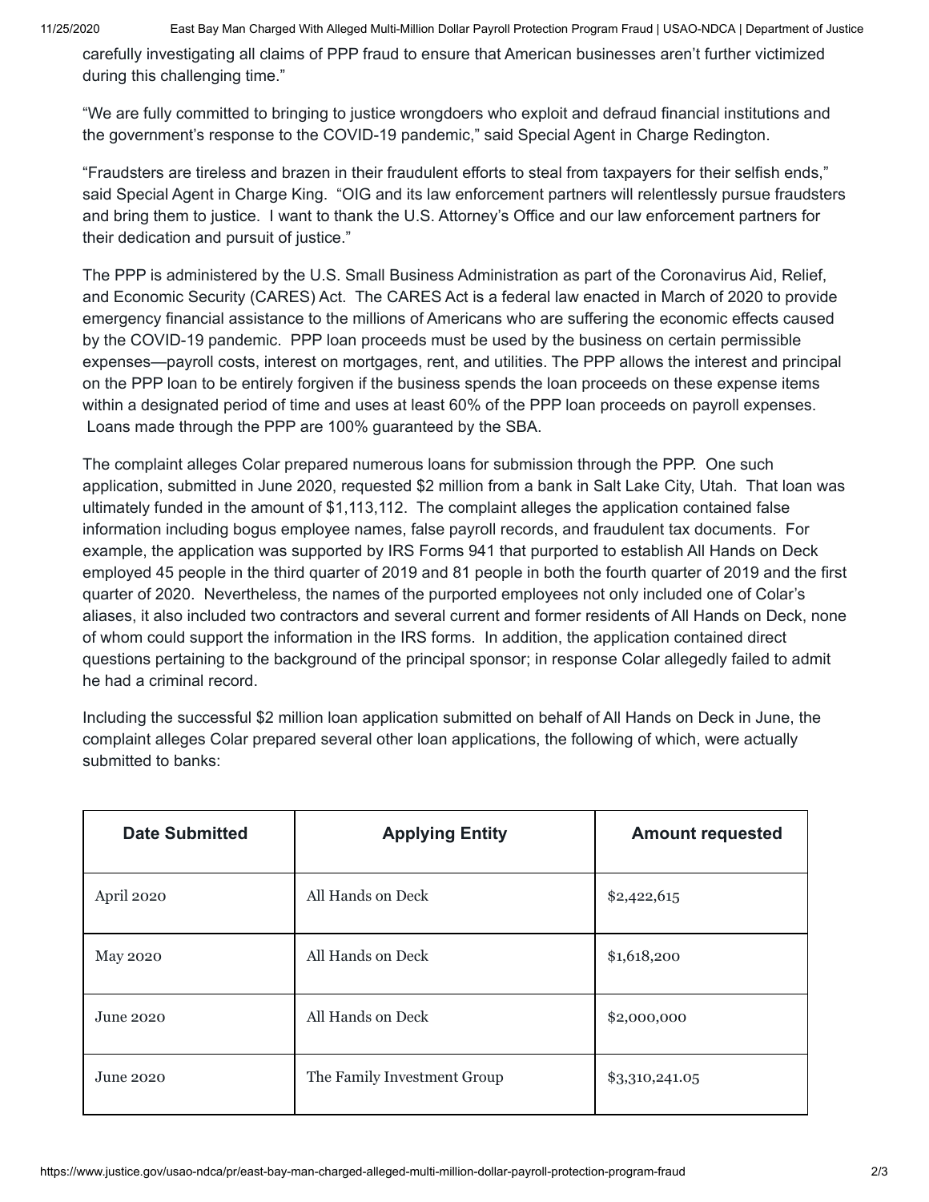carefully investigating all claims of PPP fraud to ensure that American businesses aren't further victimized during this challenging time."

"We are fully committed to bringing to justice wrongdoers who exploit and defraud financial institutions and the government's response to the COVID-19 pandemic," said Special Agent in Charge Redington.

"Fraudsters are tireless and brazen in their fraudulent efforts to steal from taxpayers for their selfish ends," said Special Agent in Charge King. "OIG and its law enforcement partners will relentlessly pursue fraudsters and bring them to justice. I want to thank the U.S. Attorney's Office and our law enforcement partners for their dedication and pursuit of justice."

The PPP is administered by the U.S. Small Business Administration as part of the Coronavirus Aid, Relief, and Economic Security (CARES) Act. The CARES Act is a federal law enacted in March of 2020 to provide emergency financial assistance to the millions of Americans who are suffering the economic effects caused by the COVID-19 pandemic. PPP loan proceeds must be used by the business on certain permissible expenses—payroll costs, interest on mortgages, rent, and utilities. The PPP allows the interest and principal on the PPP loan to be entirely forgiven if the business spends the loan proceeds on these expense items within a designated period of time and uses at least 60% of the PPP loan proceeds on payroll expenses. Loans made through the PPP are 100% guaranteed by the SBA.

The complaint alleges Colar prepared numerous loans for submission through the PPP. One such application, submitted in June 2020, requested $2 million from a bank in Salt Lake City, Utah. That loan was ultimately funded in the amount of $1,113,112. The complaint alleges the application contained false information including bogus employee names, false payroll records, and fraudulent tax documents. For example, the application was supported by IRS Forms 941 that purported to establish All Hands on Deck employed 45 people in the third quarter of 2019 and 81 people in both the fourth quarter of 2019 and the first quarter of 2020. Nevertheless, the names of the purported employees not only included one of Colar's aliases, it also included two contractors and several current and former residents of All Hands on Deck, none of whom could support the information in the IRS forms. In addition, the application contained direct questions pertaining to the background of the principal sponsor; in response Colar allegedly failed to admit he had a criminal record.

Including the successful $2 million loan application submitted on behalf of All Hands on Deck in June, the complaint alleges Colar prepared several other loan applications, the following of which, were actually submitted to banks:

| Date Submitted | Applying Entity | Amount requested |
|---|---|---|
| April 2020 | All Hands on Deck | $2,422,615 |
| May 2020 | All Hands on Deck | $1,618,200 |
| June 2020 | All Hands on Deck | $2,000,000 |
| June 2020 | The Family Investment Group | $3,310,241.05 |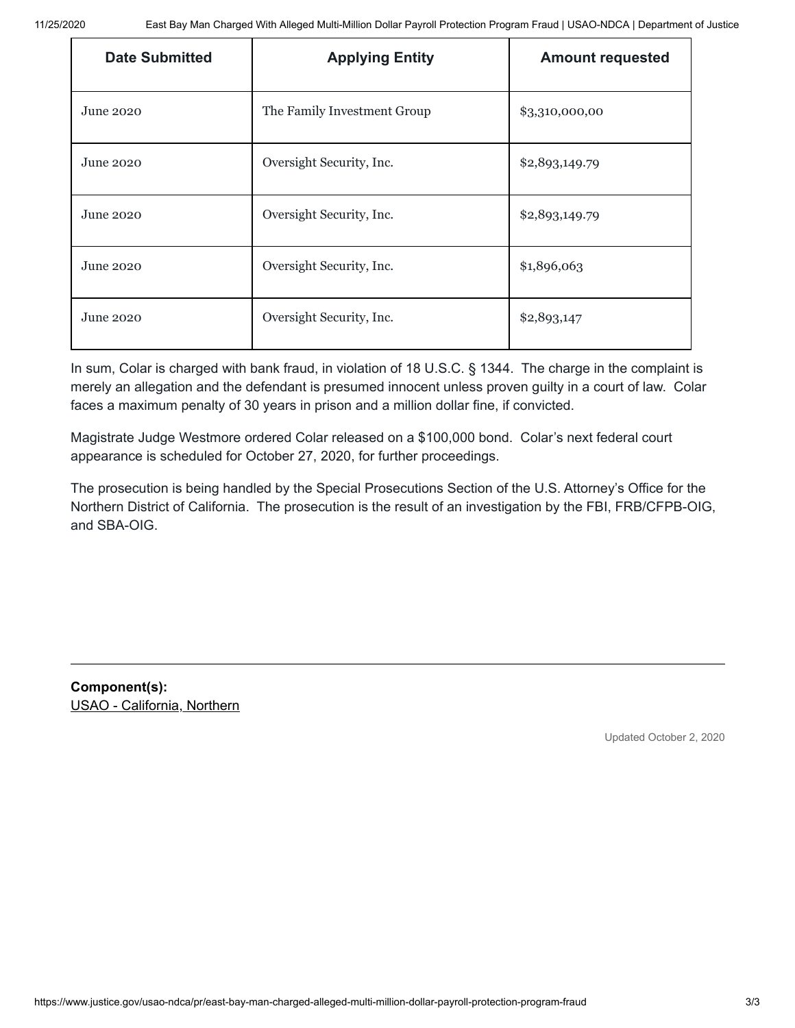| Date Submitted | Applying Entity | Amount requested |
| --- | --- | --- |
| June 2020 | The Family Investment Group | $3,310,000,00 |
| June 2020 | Oversight Security, Inc. | $2,893,149.79 |
| June 2020 | Oversight Security, Inc. | $2,893,149.79 |
| June 2020 | Oversight Security, Inc. | $1,896,063 |
| June 2020 | Oversight Security, Inc. | $2,893,147 |

In sum, Colar is charged with bank fraud, in violation of 18 U.S.C. § 1344. The charge in the complaint is merely an allegation and the defendant is presumed innocent unless proven guilty in a court of law. Colar faces a maximum penalty of 30 years in prison and a million dollar fine, if convicted.

Magistrate Judge Westmore ordered Colar released on a $100,000 bond. Colar's next federal court appearance is scheduled for October 27, 2020, for further proceedings.

The prosecution is being handled by the Special Prosecutions Section of the U.S. Attorney's Office for the Northern District of California. The prosecution is the result of an investigation by the FBI, FRB/CFPB-OIG, and SBA-OIG.

---

**Component(s):**
USAO - California, Northern

Updated October 2, 2020